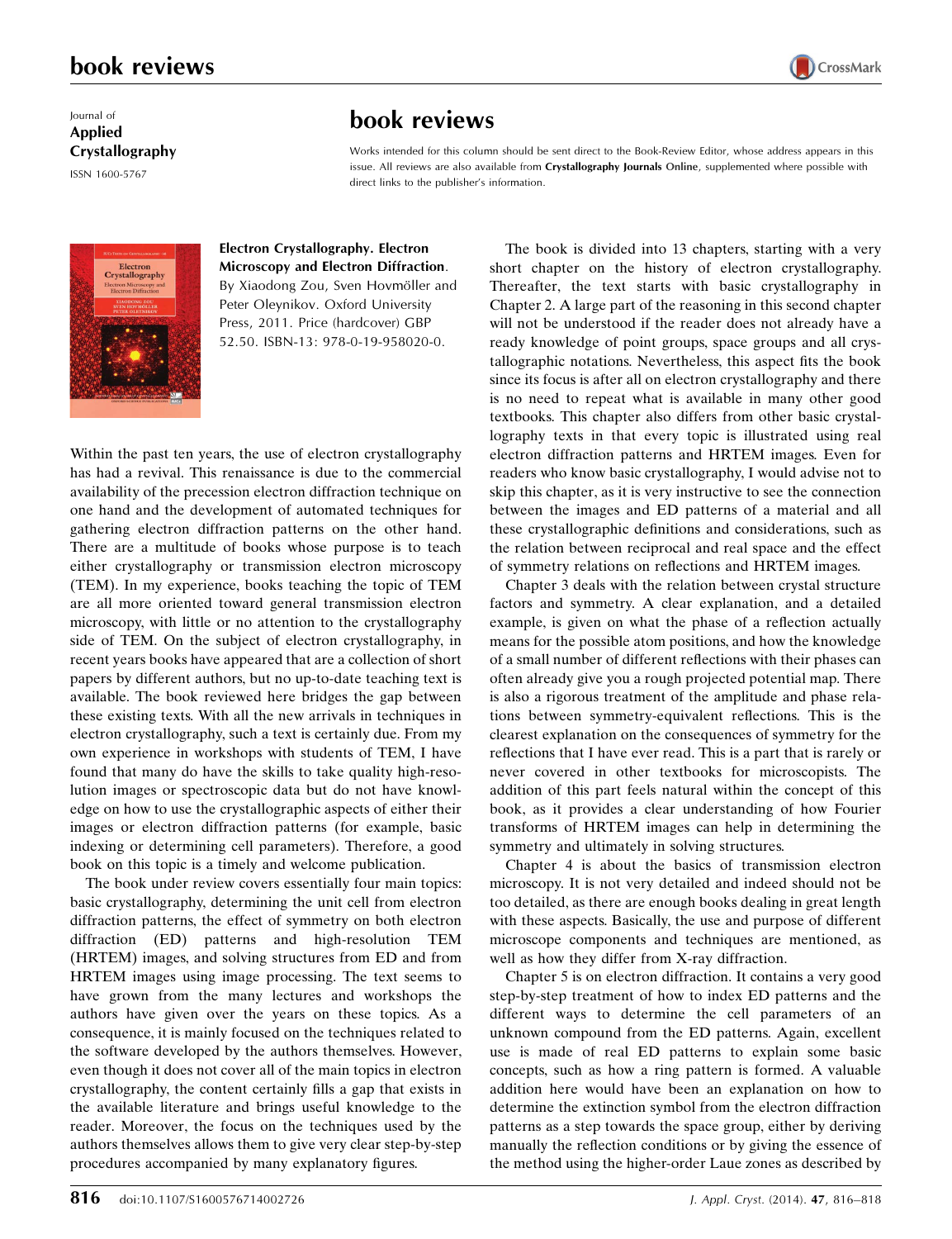Journal of
**Applied Crystallography**

ISSN 1600-5767

# book reviews

Works intended for this column should be sent direct to the Book-Review Editor, whose address appears in this issue. All reviews are also available from **Crystallography Journals** Online, supplemented where possible with direct links to the publisher's information.

**Electron Crystallography. Electron Microscopy and Electron Diffraction**. By Xiaodong Zou, Sven Hovmöller and Peter Oleynikov. Oxford University Press, 2011. Price (hardcover) GBP 52.50. ISBN-13: 978-0-19-958020-0.

Within the past ten years, the use of electron crystallography has had a revival. This renaissance is due to the commercial availability of the precession electron diffraction technique on one hand and the development of automated techniques for gathering electron diffraction patterns on the other hand. There are a multitude of books whose purpose is to teach either crystallography or transmission electron microscopy (TEM). In my experience, books teaching the topic of TEM are all more oriented toward general transmission electron microscopy, with little or no attention to the crystallography side of TEM. On the subject of electron crystallography, in recent years books have appeared that are a collection of short papers by different authors, but no up-to-date teaching text is available. The book reviewed here bridges the gap between these existing texts. With all the new arrivals in techniques in electron crystallography, such a text is certainly due. From my own experience in workshops with students of TEM, I have found that many do have the skills to take quality high-resolution images or spectroscopic data but do not have knowledge on how to use the crystallographic aspects of either their images or electron diffraction patterns (for example, basic indexing or determining cell parameters). Therefore, a good book on this topic is a timely and welcome publication.

The book under review covers essentially four main topics: basic crystallography, determining the unit cell from electron diffraction patterns, the effect of symmetry on both electron diffraction (ED) patterns and high-resolution TEM (HRTEM) images, and solving structures from ED and from HRTEM images using image processing. The text seems to have grown from the many lectures and workshops the authors have given over the years on these topics. As a consequence, it is mainly focused on the techniques related to the software developed by the authors themselves. However, even though it does not cover all of the main topics in electron crystallography, the content certainly fills a gap that exists in the available literature and brings useful knowledge to the reader. Moreover, the focus on the techniques used by the authors themselves allows them to give very clear step-by-step procedures accompanied by many explanatory figures.

The book is divided into 13 chapters, starting with a very short chapter on the history of electron crystallography. Thereafter, the text starts with basic crystallography in Chapter 2. A large part of the reasoning in this second chapter will not be understood if the reader does not already have a ready knowledge of point groups, space groups and all crystallographic notations. Nevertheless, this aspect fits the book since its focus is after all on electron crystallography and there is no need to repeat what is available in many other good textbooks. This chapter also differs from other basic crystallography texts in that every topic is illustrated using real electron diffraction patterns and HRTEM images. Even for readers who know basic crystallography, I would advise not to skip this chapter, as it is very instructive to see the connection between the images and ED patterns of a material and all these crystallographic definitions and considerations, such as the relation between reciprocal and real space and the effect of symmetry relations on reflections and HRTEM images.

Chapter 3 deals with the relation between crystal structure factors and symmetry. A clear explanation, and a detailed example, is given on what the phase of a reflection actually means for the possible atom positions, and how the knowledge of a small number of different reflections with their phases can often already give you a rough projected potential map. There is also a rigorous treatment of the amplitude and phase relations between symmetry-equivalent reflections. This is the clearest explanation on the consequences of symmetry for the reflections that I have ever read. This is a part that is rarely or never covered in other textbooks for microscopists. The addition of this part feels natural within the concept of this book, as it provides a clear understanding of how Fourier transforms of HRTEM images can help in determining the symmetry and ultimately in solving structures.

Chapter 4 is about the basics of transmission electron microscopy. It is not very detailed and indeed should not be too detailed, as there are enough books dealing in great length with these aspects. Basically, the use and purpose of different microscope components and techniques are mentioned, as well as how they differ from X-ray diffraction.

Chapter 5 is on electron diffraction. It contains a very good step-by-step treatment of how to index ED patterns and the different ways to determine the cell parameters of an unknown compound from the ED patterns. Again, excellent use is made of real ED patterns to explain some basic concepts, such as how a ring pattern is formed. A valuable addition here would have been an explanation on how to determine the extinction symbol from the electron diffraction patterns as a step towards the space group, either by deriving manually the reflection conditions or by giving the essence of the method using the higher-order Laue zones as described by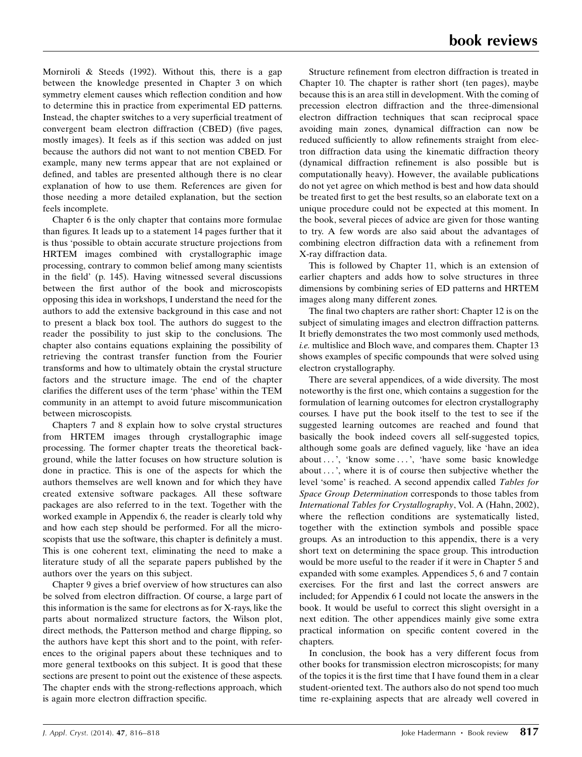Morniroli & Steeds (1992). Without this, there is a gap between the knowledge presented in Chapter 3 on which symmetry element causes which reflection condition and how to determine this in practice from experimental ED patterns. Instead, the chapter switches to a very superficial treatment of convergent beam electron diffraction (CBED) (five pages, mostly images). It feels as if this section was added on just because the authors did not want to not mention CBED. For example, many new terms appear that are not explained or defined, and tables are presented although there is no clear explanation of how to use them. References are given for those needing a more detailed explanation, but the section feels incomplete.

Chapter 6 is the only chapter that contains more formulae than figures. It leads up to a statement 14 pages further that it is thus 'possible to obtain accurate structure projections from HRTEM images combined with crystallographic image processing, contrary to common belief among many scientists in the field' (p. 145). Having witnessed several discussions between the first author of the book and microscopists opposing this idea in workshops, I understand the need for the authors to add the extensive background in this case and not to present a black box tool. The authors do suggest to the reader the possibility to just skip to the conclusions. The chapter also contains equations explaining the possibility of retrieving the contrast transfer function from the Fourier transforms and how to ultimately obtain the crystal structure factors and the structure image. The end of the chapter clarifies the different uses of the term 'phase' within the TEM community in an attempt to avoid future miscommunication between microscopists.

Chapters 7 and 8 explain how to solve crystal structures from HRTEM images through crystallographic image processing. The former chapter treats the theoretical background, while the latter focuses on how structure solution is done in practice. This is one of the aspects for which the authors themselves are well known and for which they have created extensive software packages. All these software packages are also referred to in the text. Together with the worked example in Appendix 6, the reader is clearly told why and how each step should be performed. For all the microscopists that use the software, this chapter is definitely a must. This is one coherent text, eliminating the need to make a literature study of all the separate papers published by the authors over the years on this subject.

Chapter 9 gives a brief overview of how structures can also be solved from electron diffraction. Of course, a large part of this information is the same for electrons as for X-rays, like the parts about normalized structure factors, the Wilson plot, direct methods, the Patterson method and charge flipping, so the authors have kept this short and to the point, with references to the original papers about these techniques and to more general textbooks on this subject. It is good that these sections are present to point out the existence of these aspects. The chapter ends with the strong-reflections approach, which is again more electron diffraction specific.

Structure refinement from electron diffraction is treated in Chapter 10. The chapter is rather short (ten pages), maybe because this is an area still in development. With the coming of precession electron diffraction and the three-dimensional electron diffraction techniques that scan reciprocal space avoiding main zones, dynamical diffraction can now be reduced sufficiently to allow refinements straight from electron diffraction data using the kinematic diffraction theory (dynamical diffraction refinement is also possible but is computationally heavy). However, the available publications do not yet agree on which method is best and how data should be treated first to get the best results, so an elaborate text on a unique procedure could not be expected at this moment. In the book, several pieces of advice are given for those wanting to try. A few words are also said about the advantages of combining electron diffraction data with a refinement from X-ray diffraction data.

This is followed by Chapter 11, which is an extension of earlier chapters and adds how to solve structures in three dimensions by combining series of ED patterns and HRTEM images along many different zones.

The final two chapters are rather short: Chapter 12 is on the subject of simulating images and electron diffraction patterns. It briefly demonstrates the two most commonly used methods, *i.e.* multislice and Bloch wave, and compares them. Chapter 13 shows examples of specific compounds that were solved using electron crystallography.

There are several appendices, of a wide diversity. The most noteworthy is the first one, which contains a suggestion for the formulation of learning outcomes for electron crystallography courses. I have put the book itself to the test to see if the suggested learning outcomes are reached and found that basically the book indeed covers all self-suggested topics, although some goals are defined vaguely, like 'have an idea about ...', 'know some ...', 'have some basic knowledge about ...', where it is of course then subjective whether the level 'some' is reached. A second appendix called *Tables for Space Group Determination* corresponds to those tables from *International Tables for Crystallography*, Vol. A (Hahn, 2002), where the reflection conditions are systematically listed, together with the extinction symbols and possible space groups. As an introduction to this appendix, there is a very short text on determining the space group. This introduction would be more useful to the reader if it were in Chapter 5 and expanded with some examples. Appendices 5, 6 and 7 contain exercises. For the first and last the correct answers are included; for Appendix 6 I could not locate the answers in the book. It would be useful to correct this slight oversight in a next edition. The other appendices mainly give some extra practical information on specific content covered in the chapters.

In conclusion, the book has a very different focus from other books for transmission electron microscopists; for many of the topics it is the first time that I have found them in a clear student-oriented text. The authors also do not spend too much time re-explaining aspects that are already well covered in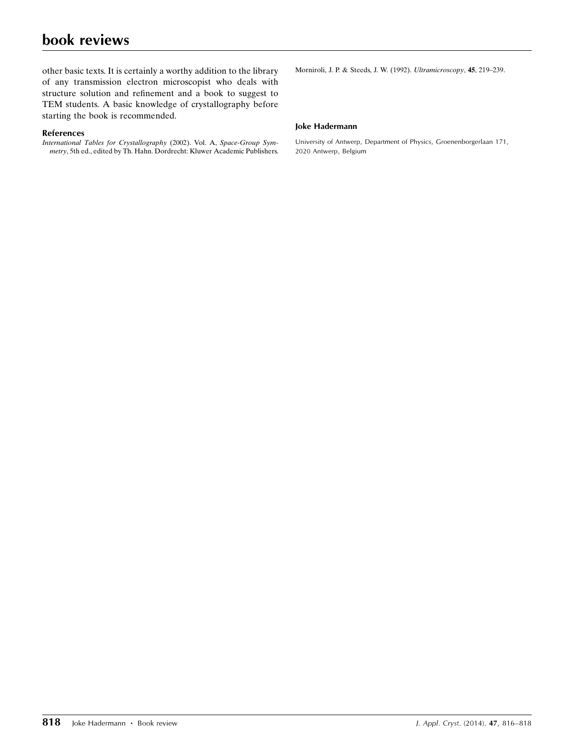other basic texts. It is certainly a worthy addition to the library of any transmission electron microscopist who deals with structure solution and refinement and a book to suggest to TEM students. A basic knowledge of crystallography before starting the book is recommended.

### References

*International Tables for Crystallography* (2002). Vol. A, *Space-Group Symmetry*, 5th ed., edited by Th. Hahn. Dordrecht: Kluwer Academic Publishers.

Morniroli, J. P. & Steeds, J. W. (1992). *Ultramicroscopy*, **45**, 219–239.

**Joke Hadermann**

University of Antwerp, Department of Physics, Groenenborgerlaan 171, 2020 Antwerp, Belgium